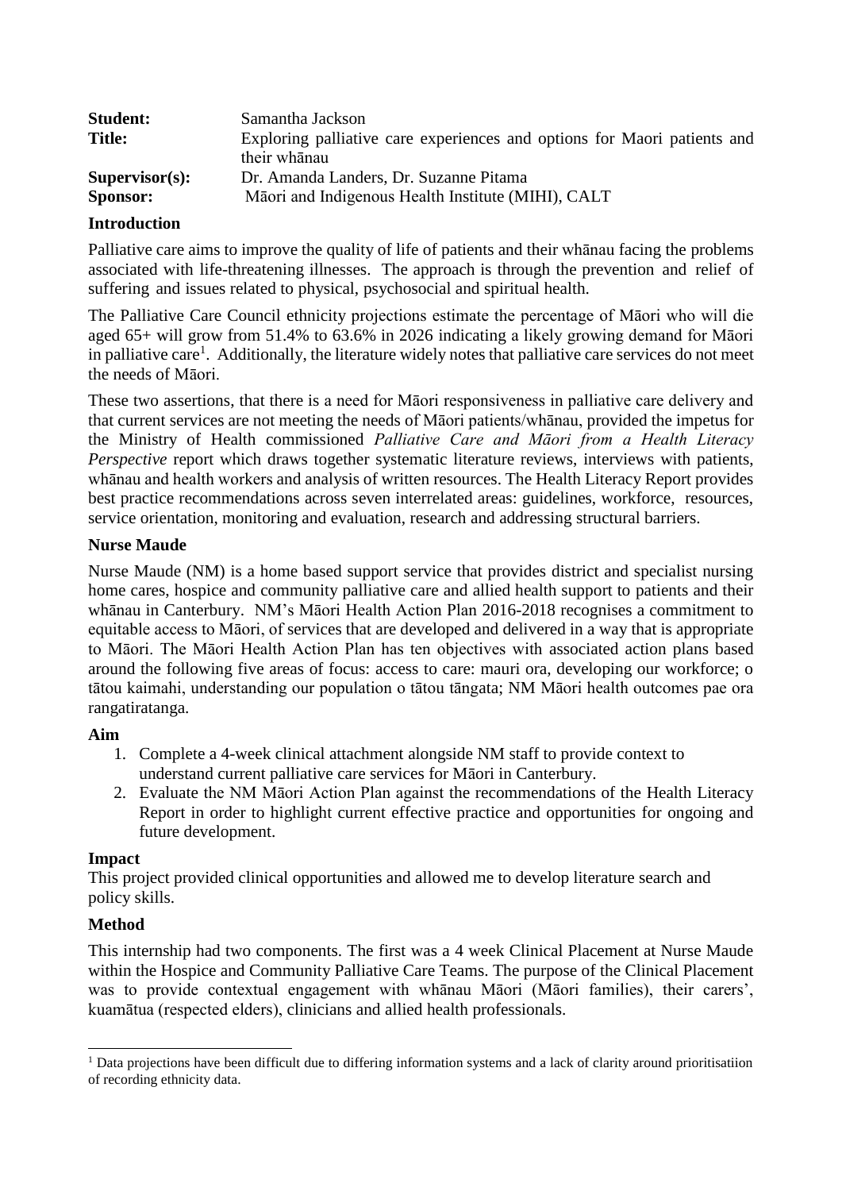**Student:** Samantha Jackson

**Title:** Exploring palliative care experiences and options for Maori patients and their whānau

**Supervisor(s):** Dr. Amanda Landers, Dr. Suzanne Pitama

**Sponsor:** Māori and Indigenous Health Institute (MIHI), CALT

## Introduction

Palliative care aims to improve the quality of life of patients and their whānau facing the problems associated with life-threatening illnesses. The approach is through the prevention and relief of suffering and issues related to physical, psychosocial and spiritual health.

The Palliative Care Council ethnicity projections estimate the percentage of Māori who will die aged 65+ will grow from 51.4% to 63.6% in 2026 indicating a likely growing demand for Māori in palliative care[1]. Additionally, the literature widely notes that palliative care services do not meet the needs of Māori.

These two assertions, that there is a need for Māori responsiveness in palliative care delivery and that current services are not meeting the needs of Māori patients/whānau, provided the impetus for the Ministry of Health commissioned *Palliative Care and Māori from a Health Literacy Perspective* report which draws together systematic literature reviews, interviews with patients, whānau and health workers and analysis of written resources. The Health Literacy Report provides best practice recommendations across seven interrelated areas: guidelines, workforce, resources, service orientation, monitoring and evaluation, research and addressing structural barriers.

## Nurse Maude

Nurse Maude (NM) is a home based support service that provides district and specialist nursing home cares, hospice and community palliative care and allied health support to patients and their whānau in Canterbury. NM's Māori Health Action Plan 2016-2018 recognises a commitment to equitable access to Māori, of services that are developed and delivered in a way that is appropriate to Māori. The Māori Health Action Plan has ten objectives with associated action plans based around the following five areas of focus: access to care: mauri ora, developing our workforce; o tātou kaimahi, understanding our population o tātou tāngata; NM Māori health outcomes pae ora rangatiratanga.

## Aim

1. Complete a 4-week clinical attachment alongside NM staff to provide context to understand current palliative care services for Māori in Canterbury.
2. Evaluate the NM Māori Action Plan against the recommendations of the Health Literacy Report in order to highlight current effective practice and opportunities for ongoing and future development.

## Impact

This project provided clinical opportunities and allowed me to develop literature search and policy skills.

## Method

This internship had two components. The first was a 4 week Clinical Placement at Nurse Maude within the Hospice and Community Palliative Care Teams. The purpose of the Clinical Placement was to provide contextual engagement with whānau Māori (Māori families), their carers', kuamātua (respected elders), clinicians and allied health professionals.

---

[1] Data projections have been difficult due to differing information systems and a lack of clarity around prioritisatiion of recording ethnicity data.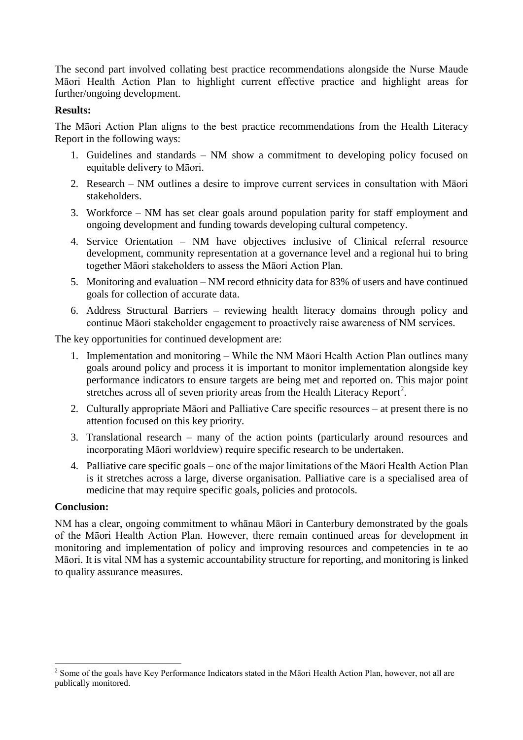The second part involved collating best practice recommendations alongside the Nurse Maude Māori Health Action Plan to highlight current effective practice and highlight areas for further/ongoing development.

**Results:**

The Māori Action Plan aligns to the best practice recommendations from the Health Literacy Report in the following ways:

1. Guidelines and standards – NM show a commitment to developing policy focused on equitable delivery to Māori.
2. Research – NM outlines a desire to improve current services in consultation with Māori stakeholders.
3. Workforce – NM has set clear goals around population parity for staff employment and ongoing development and funding towards developing cultural competency.
4. Service Orientation – NM have objectives inclusive of Clinical referral resource development, community representation at a governance level and a regional hui to bring together Māori stakeholders to assess the Māori Action Plan.
5. Monitoring and evaluation – NM record ethnicity data for 83% of users and have continued goals for collection of accurate data.
6. Address Structural Barriers – reviewing health literacy domains through policy and continue Māori stakeholder engagement to proactively raise awareness of NM services.

The key opportunities for continued development are:

1. Implementation and monitoring – While the NM Māori Health Action Plan outlines many goals around policy and process it is important to monitor implementation alongside key performance indicators to ensure targets are being met and reported on. This major point stretches across all of seven priority areas from the Health Literacy Report[2].
2. Culturally appropriate Māori and Palliative Care specific resources – at present there is no attention focused on this key priority.
3. Translational research – many of the action points (particularly around resources and incorporating Māori worldview) require specific research to be undertaken.
4. Palliative care specific goals – one of the major limitations of the Māori Health Action Plan is it stretches across a large, diverse organisation. Palliative care is a specialised area of medicine that may require specific goals, policies and protocols.

**Conclusion:**

NM has a clear, ongoing commitment to whānau Māori in Canterbury demonstrated by the goals of the Māori Health Action Plan. However, there remain continued areas for development in monitoring and implementation of policy and improving resources and competencies in te ao Māori. It is vital NM has a systemic accountability structure for reporting, and monitoring is linked to quality assurance measures.

[2] Some of the goals have Key Performance Indicators stated in the Māori Health Action Plan, however, not all are publically monitored.